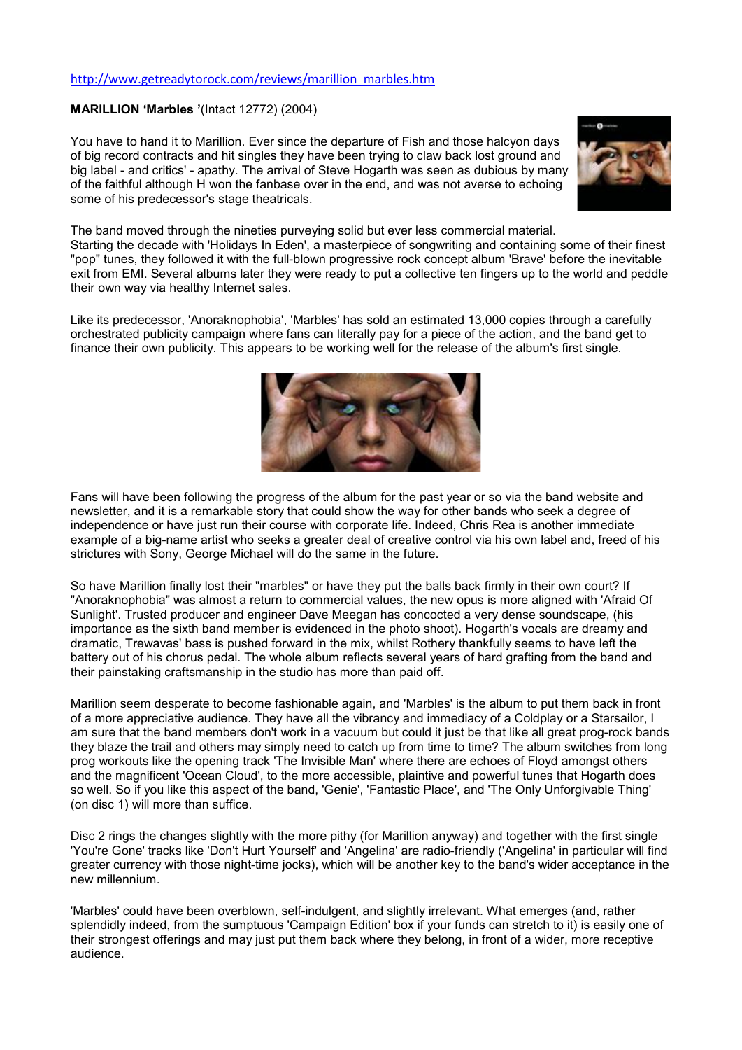http://www.getreadytorock.com/reviews/marillion_marbles.htm

**MARILLION 'Marbles '**(Intact 12772) (2004)

You have to hand it to Marillion. Ever since the departure of Fish and those halcyon days of big record contracts and hit singles they have been trying to claw back lost ground and big label - and critics' - apathy. The arrival of Steve Hogarth was seen as dubious by many of the faithful although H won the fanbase over in the end, and was not averse to echoing some of his predecessor's stage theatricals.

The band moved through the nineties purveying solid but ever less commercial material. Starting the decade with 'Holidays In Eden', a masterpiece of songwriting and containing some of their finest "pop" tunes, they followed it with the full-blown progressive rock concept album 'Brave' before the inevitable exit from EMI. Several albums later they were ready to put a collective ten fingers up to the world and peddle their own way via healthy Internet sales.

Like its predecessor, 'Anoraknophobia', 'Marbles' has sold an estimated 13,000 copies through a carefully orchestrated publicity campaign where fans can literally pay for a piece of the action, and the band get to finance their own publicity. This appears to be working well for the release of the album's first single.

Fans will have been following the progress of the album for the past year or so via the band website and newsletter, and it is a remarkable story that could show the way for other bands who seek a degree of independence or have just run their course with corporate life. Indeed, Chris Rea is another immediate example of a big-name artist who seeks a greater deal of creative control via his own label and, freed of his strictures with Sony, George Michael will do the same in the future.

So have Marillion finally lost their "marbles" or have they put the balls back firmly in their own court? If "Anoraknophobia" was almost a return to commercial values, the new opus is more aligned with 'Afraid Of Sunlight'. Trusted producer and engineer Dave Meegan has concocted a very dense soundscape, (his importance as the sixth band member is evidenced in the photo shoot). Hogarth's vocals are dreamy and dramatic, Trewavas' bass is pushed forward in the mix, whilst Rothery thankfully seems to have left the battery out of his chorus pedal. The whole album reflects several years of hard grafting from the band and their painstaking craftsmanship in the studio has more than paid off.

Marillion seem desperate to become fashionable again, and 'Marbles' is the album to put them back in front of a more appreciative audience. They have all the vibrancy and immediacy of a Coldplay or a Starsailor, I am sure that the band members don't work in a vacuum but could it just be that like all great prog-rock bands they blaze the trail and others may simply need to catch up from time to time? The album switches from long prog workouts like the opening track 'The Invisible Man' where there are echoes of Floyd amongst others and the magnificent 'Ocean Cloud', to the more accessible, plaintive and powerful tunes that Hogarth does so well. So if you like this aspect of the band, 'Genie', 'Fantastic Place', and 'The Only Unforgivable Thing' (on disc 1) will more than suffice.

Disc 2 rings the changes slightly with the more pithy (for Marillion anyway) and together with the first single 'You're Gone' tracks like 'Don't Hurt Yourself' and 'Angelina' are radio-friendly ('Angelina' in particular will find greater currency with those night-time jocks), which will be another key to the band's wider acceptance in the new millennium.

'Marbles' could have been overblown, self-indulgent, and slightly irrelevant. What emerges (and, rather splendidly indeed, from the sumptuous 'Campaign Edition' box if your funds can stretch to it) is easily one of their strongest offerings and may just put them back where they belong, in front of a wider, more receptive audience.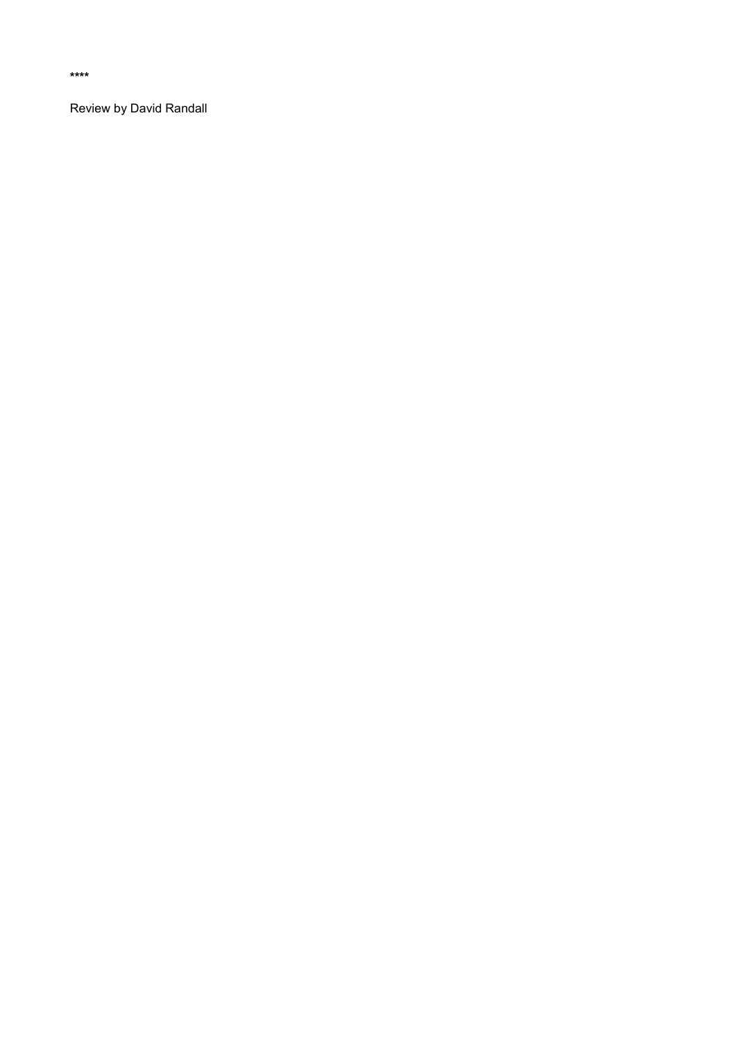****

Review by David Randall